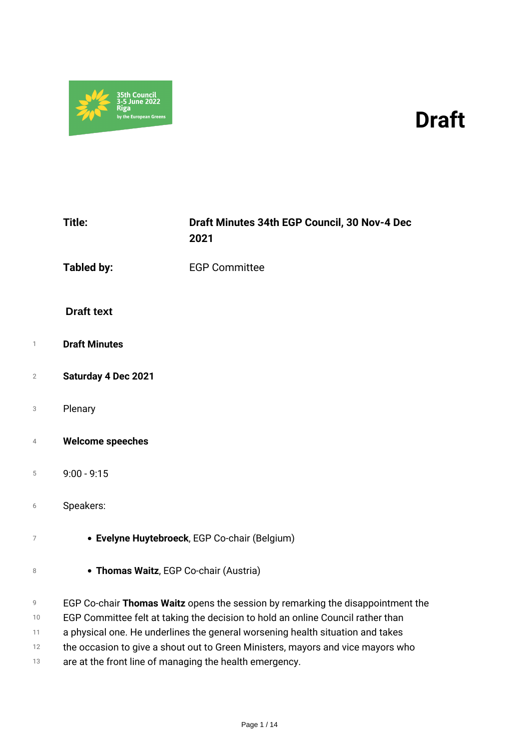# Draft

**Title:** Draft Minutes 34th EGP Council, 30 Nov-4 Dec 2021

**Tabled by:** EGP Committee

## Draft text

**Draft Minutes**

**Saturday 4 Dec 2021**

Plenary

**Welcome speeches**

9:00 - 9:15

Speakers:

- **Evelyne Huytebroeck**, EGP Co-chair (Belgium)
- **Thomas Waitz**, EGP Co-chair (Austria)

EGP Co-chair **Thomas Waitz** opens the session by remarking the disappointment the EGP Committee felt at taking the decision to hold an online Council rather than a physical one. He underlines the general worsening health situation and takes the occasion to give a shout out to Green Ministers, mayors and vice mayors who are at the front line of managing the health emergency.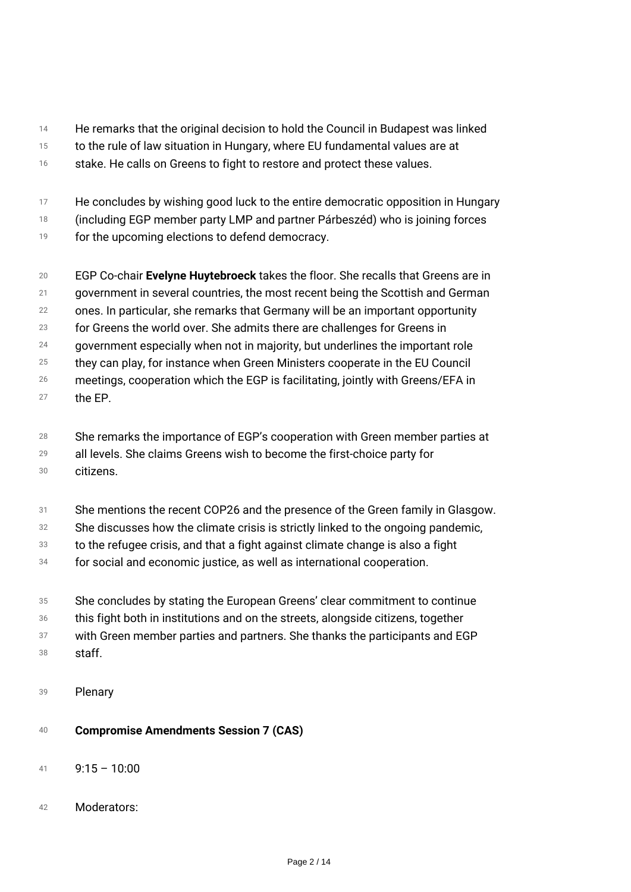He remarks that the original decision to hold the Council in Budapest was linked to the rule of law situation in Hungary, where EU fundamental values are at stake. He calls on Greens to fight to restore and protect these values.

He concludes by wishing good luck to the entire democratic opposition in Hungary (including EGP member party LMP and partner Párbeszéd) who is joining forces for the upcoming elections to defend democracy.

EGP Co-chair **Evelyne Huytebroeck** takes the floor. She recalls that Greens are in government in several countries, the most recent being the Scottish and German ones. In particular, she remarks that Germany will be an important opportunity for Greens the world over. She admits there are challenges for Greens in government especially when not in majority, but underlines the important role they can play, for instance when Green Ministers cooperate in the EU Council meetings, cooperation which the EGP is facilitating, jointly with Greens/EFA in the EP.

She remarks the importance of EGP's cooperation with Green member parties at all levels. She claims Greens wish to become the first-choice party for citizens.

She mentions the recent COP26 and the presence of the Green family in Glasgow. She discusses how the climate crisis is strictly linked to the ongoing pandemic, to the refugee crisis, and that a fight against climate change is also a fight for social and economic justice, as well as international cooperation.

She concludes by stating the European Greens' clear commitment to continue this fight both in institutions and on the streets, alongside citizens, together with Green member parties and partners. She thanks the participants and EGP staff.

Plenary

**Compromise Amendments Session 7 (CAS)**

9:15 – 10:00

Moderators: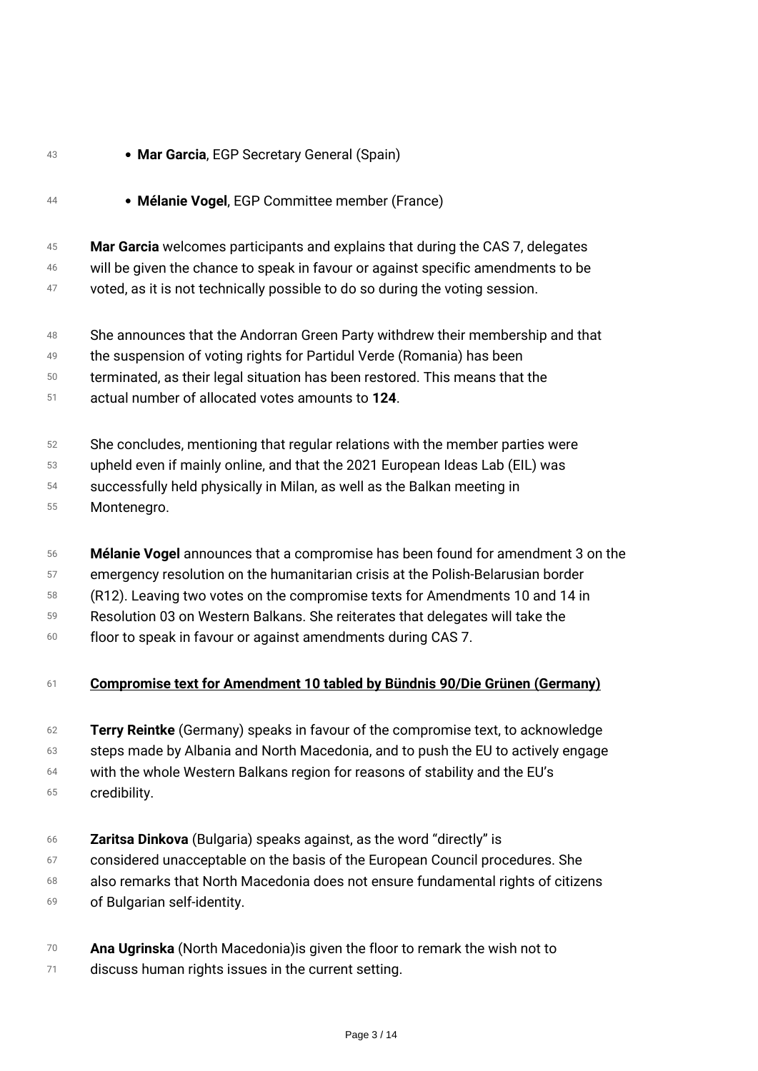- **Mar Garcia**, EGP Secretary General (Spain)
- **Mélanie Vogel**, EGP Committee member (France)

**Mar Garcia** welcomes participants and explains that during the CAS 7, delegates will be given the chance to speak in favour or against specific amendments to be voted, as it is not technically possible to do so during the voting session.

She announces that the Andorran Green Party withdrew their membership and that the suspension of voting rights for Partidul Verde (Romania) has been terminated, as their legal situation has been restored. This means that the actual number of allocated votes amounts to **124**.

She concludes, mentioning that regular relations with the member parties were upheld even if mainly online, and that the 2021 European Ideas Lab (EIL) was successfully held physically in Milan, as well as the Balkan meeting in Montenegro.

**Mélanie Vogel** announces that a compromise has been found for amendment 3 on the emergency resolution on the humanitarian crisis at the Polish-Belarusian border (R12). Leaving two votes on the compromise texts for Amendments 10 and 14 in Resolution 03 on Western Balkans. She reiterates that delegates will take the floor to speak in favour or against amendments during CAS 7.

**Compromise text for Amendment 10 tabled by Bündnis 90/Die Grünen (Germany)**

**Terry Reintke** (Germany) speaks in favour of the compromise text, to acknowledge steps made by Albania and North Macedonia, and to push the EU to actively engage with the whole Western Balkans region for reasons of stability and the EU's credibility.

**Zaritsa Dinkova** (Bulgaria) speaks against, as the word "directly" is considered unacceptable on the basis of the European Council procedures. She also remarks that North Macedonia does not ensure fundamental rights of citizens of Bulgarian self-identity.

**Ana Ugrinska** (North Macedonia)is given the floor to remark the wish not to discuss human rights issues in the current setting.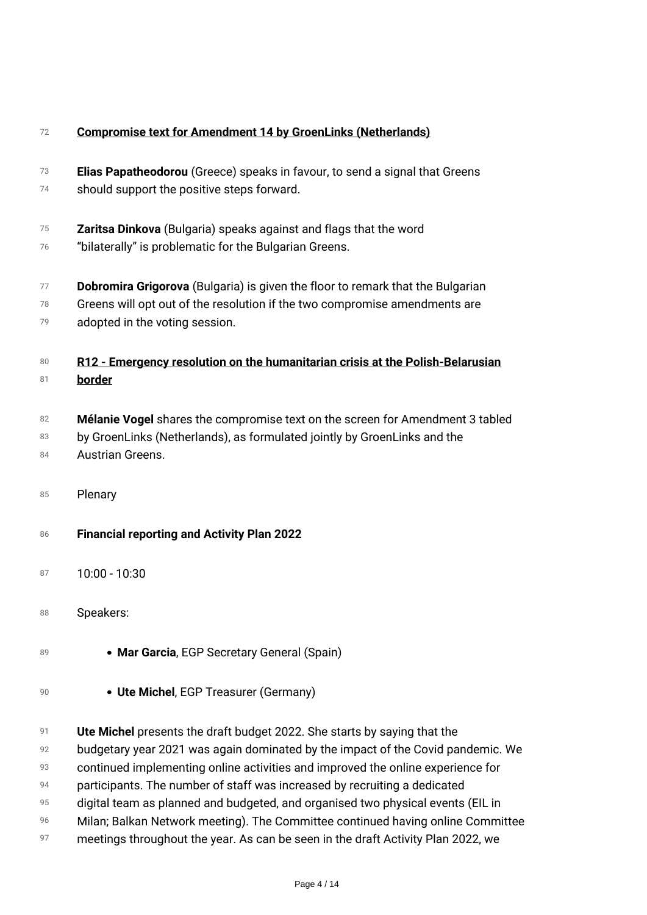**Compromise text for Amendment 14 by GroenLinks (Netherlands)**

**Elias Papatheodorou** (Greece) speaks in favour, to send a signal that Greens should support the positive steps forward.

**Zaritsa Dinkova** (Bulgaria) speaks against and flags that the word "bilaterally" is problematic for the Bulgarian Greens.

**Dobromira Grigorova** (Bulgaria) is given the floor to remark that the Bulgarian Greens will opt out of the resolution if the two compromise amendments are adopted in the voting session.

**R12 - Emergency resolution on the humanitarian crisis at the Polish-Belarusian border**

**Mélanie Vogel** shares the compromise text on the screen for Amendment 3 tabled by GroenLinks (Netherlands), as formulated jointly by GroenLinks and the Austrian Greens.

Plenary

**Financial reporting and Activity Plan 2022**

10:00 - 10:30

Speakers:

- **Mar Garcia**, EGP Secretary General (Spain)
- **Ute Michel**, EGP Treasurer (Germany)

**Ute Michel** presents the draft budget 2022. She starts by saying that the budgetary year 2021 was again dominated by the impact of the Covid pandemic. We continued implementing online activities and improved the online experience for participants. The number of staff was increased by recruiting a dedicated digital team as planned and budgeted, and organised two physical events (EIL in Milan; Balkan Network meeting). The Committee continued having online Committee meetings throughout the year. As can be seen in the draft Activity Plan 2022, we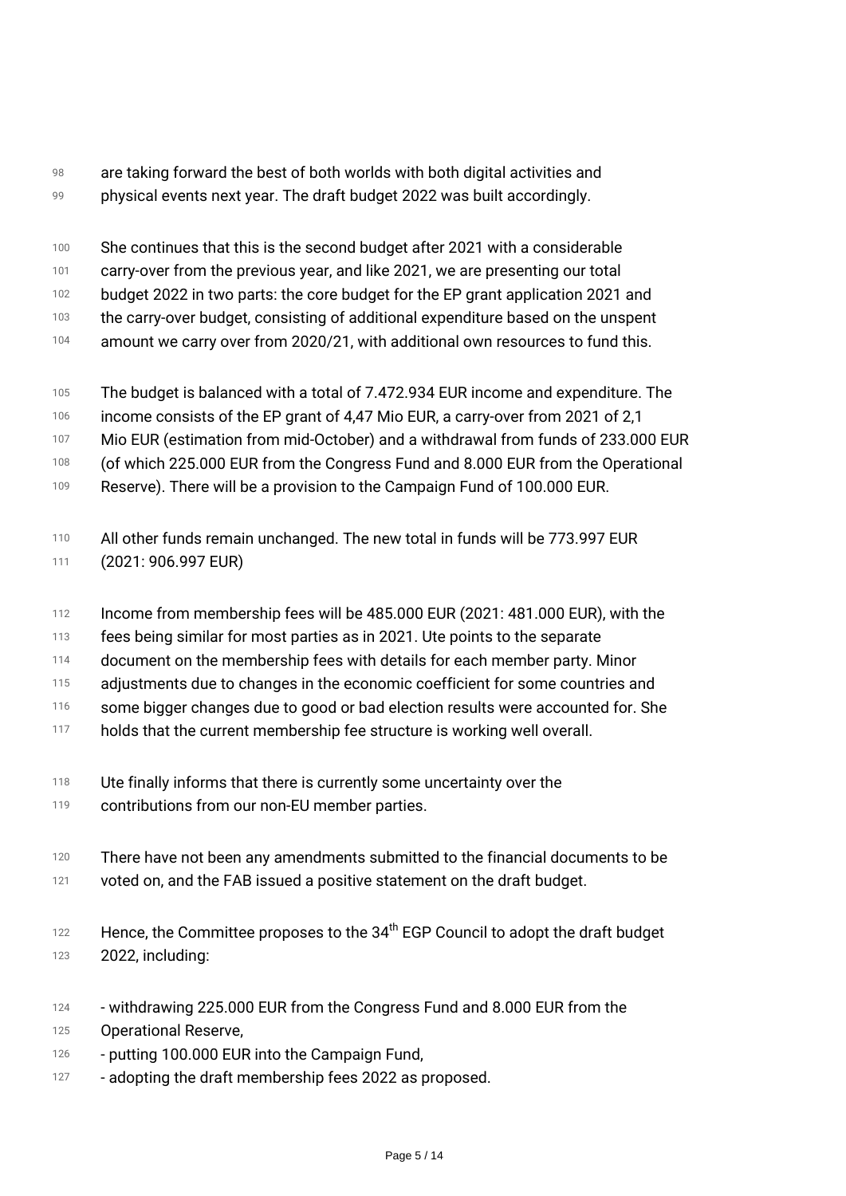are taking forward the best of both worlds with both digital activities and physical events next year. The draft budget 2022 was built accordingly.

She continues that this is the second budget after 2021 with a considerable carry-over from the previous year, and like 2021, we are presenting our total budget 2022 in two parts: the core budget for the EP grant application 2021 and the carry-over budget, consisting of additional expenditure based on the unspent amount we carry over from 2020/21, with additional own resources to fund this.

The budget is balanced with a total of 7.472.934 EUR income and expenditure. The income consists of the EP grant of 4,47 Mio EUR, a carry-over from 2021 of 2,1 Mio EUR (estimation from mid-October) and a withdrawal from funds of 233.000 EUR (of which 225.000 EUR from the Congress Fund and 8.000 EUR from the Operational Reserve). There will be a provision to the Campaign Fund of 100.000 EUR.

All other funds remain unchanged. The new total in funds will be 773.997 EUR (2021: 906.997 EUR)

Income from membership fees will be 485.000 EUR (2021: 481.000 EUR), with the fees being similar for most parties as in 2021. Ute points to the separate document on the membership fees with details for each member party. Minor adjustments due to changes in the economic coefficient for some countries and some bigger changes due to good or bad election results were accounted for. She holds that the current membership fee structure is working well overall.

Ute finally informs that there is currently some uncertainty over the contributions from our non-EU member parties.

There have not been any amendments submitted to the financial documents to be voted on, and the FAB issued a positive statement on the draft budget.

Hence, the Committee proposes to the 34th EGP Council to adopt the draft budget 2022, including:

- withdrawing 225.000 EUR from the Congress Fund and 8.000 EUR from the Operational Reserve,
- putting 100.000 EUR into the Campaign Fund,
- adopting the draft membership fees 2022 as proposed.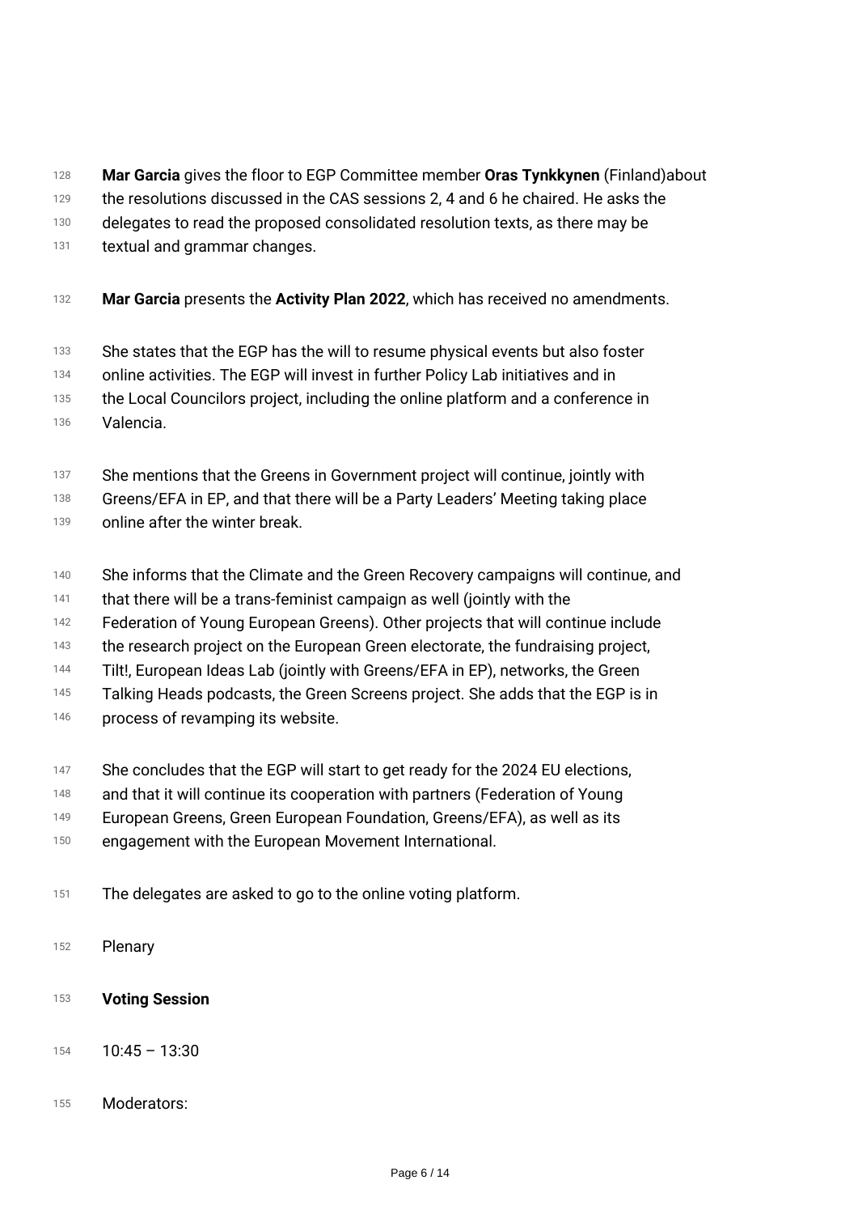**Mar Garcia** gives the floor to EGP Committee member **Oras Tynkkynen** (Finland)about the resolutions discussed in the CAS sessions 2, 4 and 6 he chaired. He asks the delegates to read the proposed consolidated resolution texts, as there may be textual and grammar changes.

**Mar Garcia** presents the **Activity Plan 2022**, which has received no amendments.

She states that the EGP has the will to resume physical events but also foster online activities. The EGP will invest in further Policy Lab initiatives and in the Local Councilors project, including the online platform and a conference in Valencia.

She mentions that the Greens in Government project will continue, jointly with Greens/EFA in EP, and that there will be a Party Leaders' Meeting taking place online after the winter break.

She informs that the Climate and the Green Recovery campaigns will continue, and that there will be a trans-feminist campaign as well (jointly with the Federation of Young European Greens). Other projects that will continue include the research project on the European Green electorate, the fundraising project, Tilt!, European Ideas Lab (jointly with Greens/EFA in EP), networks, the Green Talking Heads podcasts, the Green Screens project. She adds that the EGP is in process of revamping its website.

She concludes that the EGP will start to get ready for the 2024 EU elections, and that it will continue its cooperation with partners (Federation of Young European Greens, Green European Foundation, Greens/EFA), as well as its engagement with the European Movement International.

The delegates are asked to go to the online voting platform.

Plenary

**Voting Session**

10:45 – 13:30

Moderators: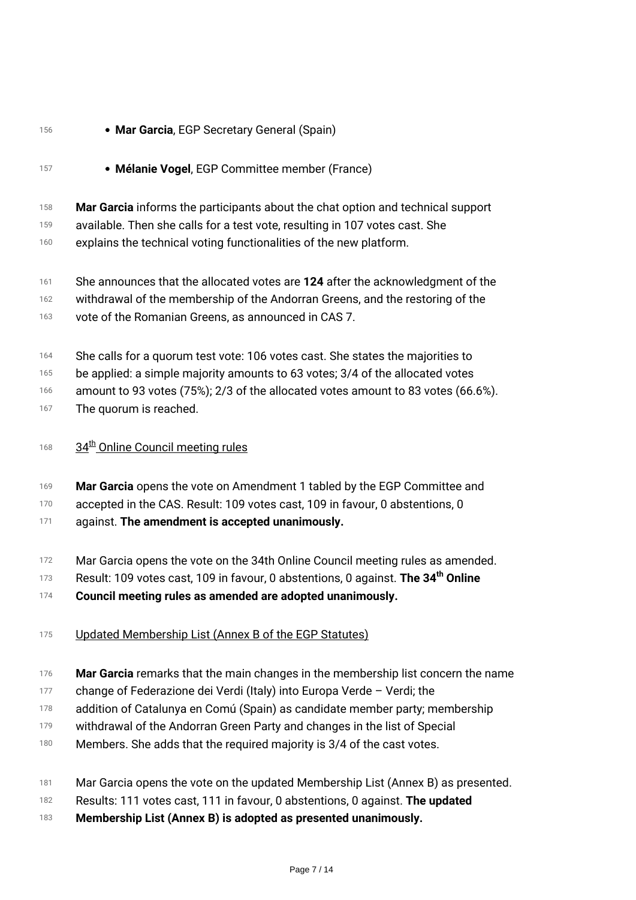- **Mar Garcia**, EGP Secretary General (Spain)
- **Mélanie Vogel**, EGP Committee member (France)

**Mar Garcia** informs the participants about the chat option and technical support available. Then she calls for a test vote, resulting in 107 votes cast. She explains the technical voting functionalities of the new platform.

She announces that the allocated votes are **124** after the acknowledgment of the withdrawal of the membership of the Andorran Greens, and the restoring of the vote of the Romanian Greens, as announced in CAS 7.

She calls for a quorum test vote: 106 votes cast. She states the majorities to be applied: a simple majority amounts to 63 votes; 3/4 of the allocated votes amount to 93 votes (75%); 2/3 of the allocated votes amount to 83 votes (66.6%). The quorum is reached.

<u>34th Online Council meeting rules</u>

**Mar Garcia** opens the vote on Amendment 1 tabled by the EGP Committee and accepted in the CAS. Result: 109 votes cast, 109 in favour, 0 abstentions, 0 against. **The amendment is accepted unanimously.**

Mar Garcia opens the vote on the 34th Online Council meeting rules as amended. Result: 109 votes cast, 109 in favour, 0 abstentions, 0 against. **The 34th Online Council meeting rules as amended are adopted unanimously.**

<u>Updated Membership List (Annex B of the EGP Statutes)</u>

**Mar Garcia** remarks that the main changes in the membership list concern the name change of Federazione dei Verdi (Italy) into Europa Verde – Verdi; the addition of Catalunya en Comú (Spain) as candidate member party; membership withdrawal of the Andorran Green Party and changes in the list of Special Members. She adds that the required majority is 3/4 of the cast votes.

Mar Garcia opens the vote on the updated Membership List (Annex B) as presented. Results: 111 votes cast, 111 in favour, 0 abstentions, 0 against. **The updated Membership List (Annex B) is adopted as presented unanimously.**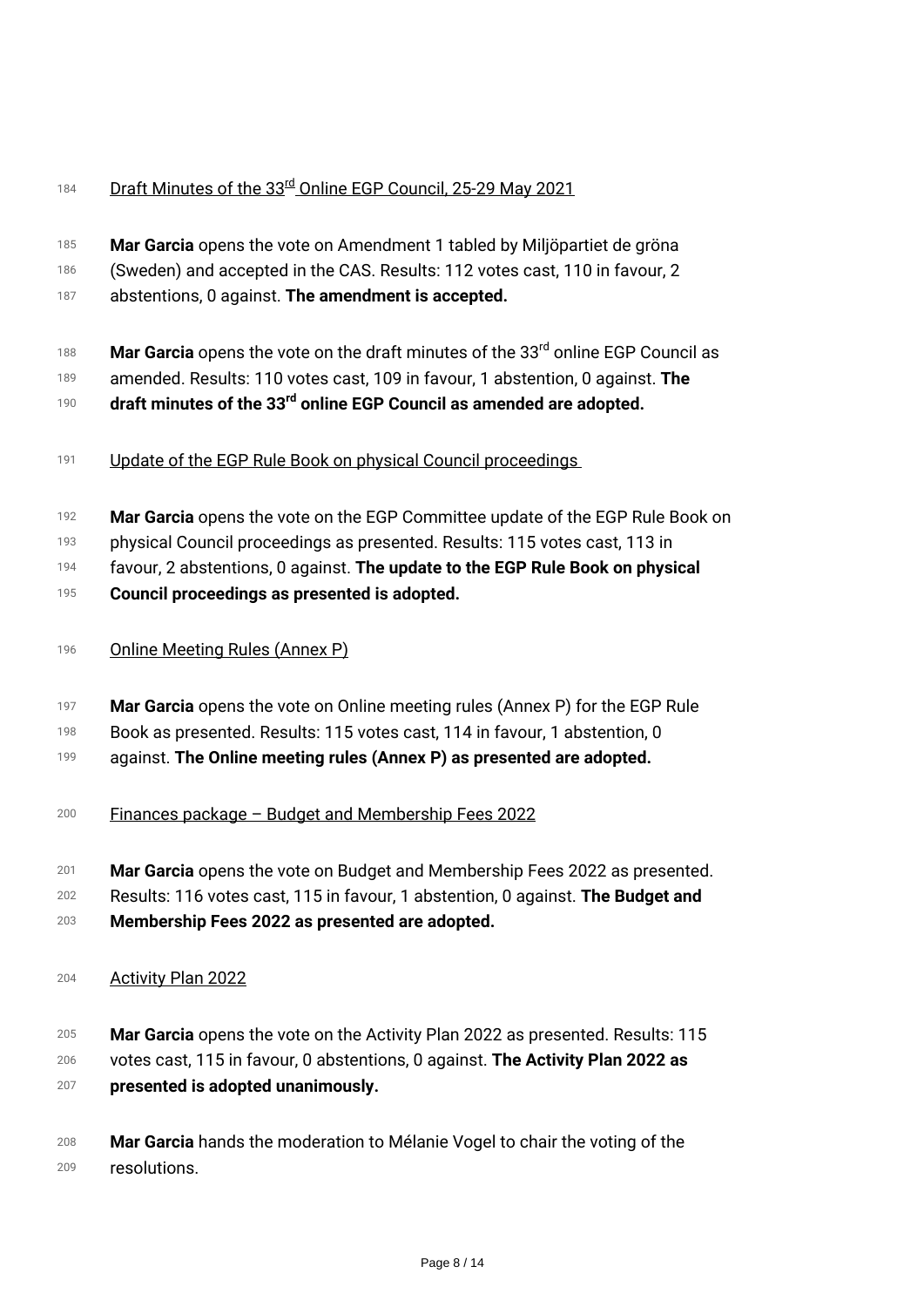Draft Minutes of the 33rd Online EGP Council, 25-29 May 2021

**Mar Garcia** opens the vote on Amendment 1 tabled by Miljöpartiet de gröna (Sweden) and accepted in the CAS. Results: 112 votes cast, 110 in favour, 2 abstentions, 0 against. **The amendment is accepted.**

**Mar Garcia** opens the vote on the draft minutes of the 33rd online EGP Council as amended. Results: 110 votes cast, 109 in favour, 1 abstention, 0 against. **The draft minutes of the 33rd online EGP Council as amended are adopted.**

Update of the EGP Rule Book on physical Council proceedings

**Mar Garcia** opens the vote on the EGP Committee update of the EGP Rule Book on physical Council proceedings as presented. Results: 115 votes cast, 113 in favour, 2 abstentions, 0 against. **The update to the EGP Rule Book on physical Council proceedings as presented is adopted.**

Online Meeting Rules (Annex P)

**Mar Garcia** opens the vote on Online meeting rules (Annex P) for the EGP Rule Book as presented. Results: 115 votes cast, 114 in favour, 1 abstention, 0 against. **The Online meeting rules (Annex P) as presented are adopted.**

Finances package – Budget and Membership Fees 2022

**Mar Garcia** opens the vote on Budget and Membership Fees 2022 as presented. Results: 116 votes cast, 115 in favour, 1 abstention, 0 against. **The Budget and Membership Fees 2022 as presented are adopted.**

Activity Plan 2022

**Mar Garcia** opens the vote on the Activity Plan 2022 as presented. Results: 115 votes cast, 115 in favour, 0 abstentions, 0 against. **The Activity Plan 2022 as presented is adopted unanimously.**

**Mar Garcia** hands the moderation to Mélanie Vogel to chair the voting of the resolutions.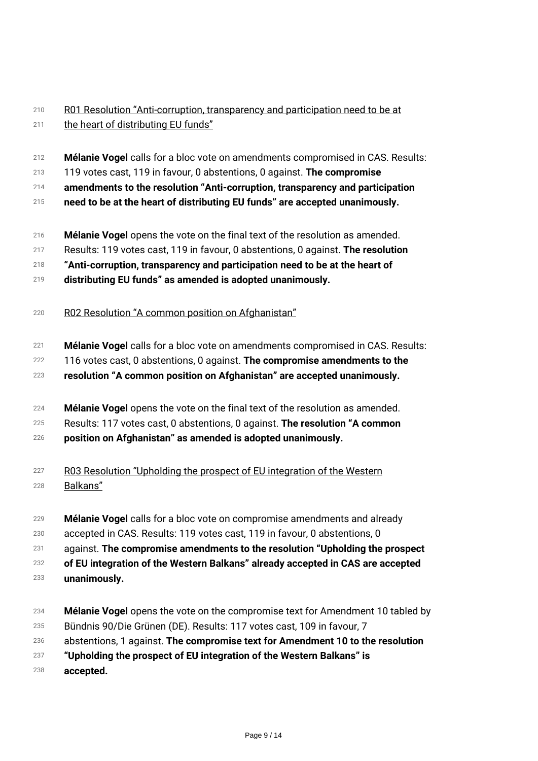R01 Resolution "Anti-corruption, transparency and participation need to be at the heart of distributing EU funds"

**Mélanie Vogel** calls for a bloc vote on amendments compromised in CAS. Results: 119 votes cast, 119 in favour, 0 abstentions, 0 against. **The compromise amendments to the resolution "Anti-corruption, transparency and participation need to be at the heart of distributing EU funds" are accepted unanimously.**

**Mélanie Vogel** opens the vote on the final text of the resolution as amended. Results: 119 votes cast, 119 in favour, 0 abstentions, 0 against. **The resolution "Anti-corruption, transparency and participation need to be at the heart of distributing EU funds" as amended is adopted unanimously.**

R02 Resolution "A common position on Afghanistan"

**Mélanie Vogel** calls for a bloc vote on amendments compromised in CAS. Results: 116 votes cast, 0 abstentions, 0 against. **The compromise amendments to the resolution "A common position on Afghanistan" are accepted unanimously.**

**Mélanie Vogel** opens the vote on the final text of the resolution as amended. Results: 117 votes cast, 0 abstentions, 0 against. **The resolution "A common position on Afghanistan" as amended is adopted unanimously.**

R03 Resolution "Upholding the prospect of EU integration of the Western Balkans"

**Mélanie Vogel** calls for a bloc vote on compromise amendments and already accepted in CAS. Results: 119 votes cast, 119 in favour, 0 abstentions, 0 against. **The compromise amendments to the resolution "Upholding the prospect of EU integration of the Western Balkans" already accepted in CAS are accepted unanimously.**

**Mélanie Vogel** opens the vote on the compromise text for Amendment 10 tabled by Bündnis 90/Die Grünen (DE). Results: 117 votes cast, 109 in favour, 7 abstentions, 1 against. **The compromise text for Amendment 10 to the resolution "Upholding the prospect of EU integration of the Western Balkans" is accepted.**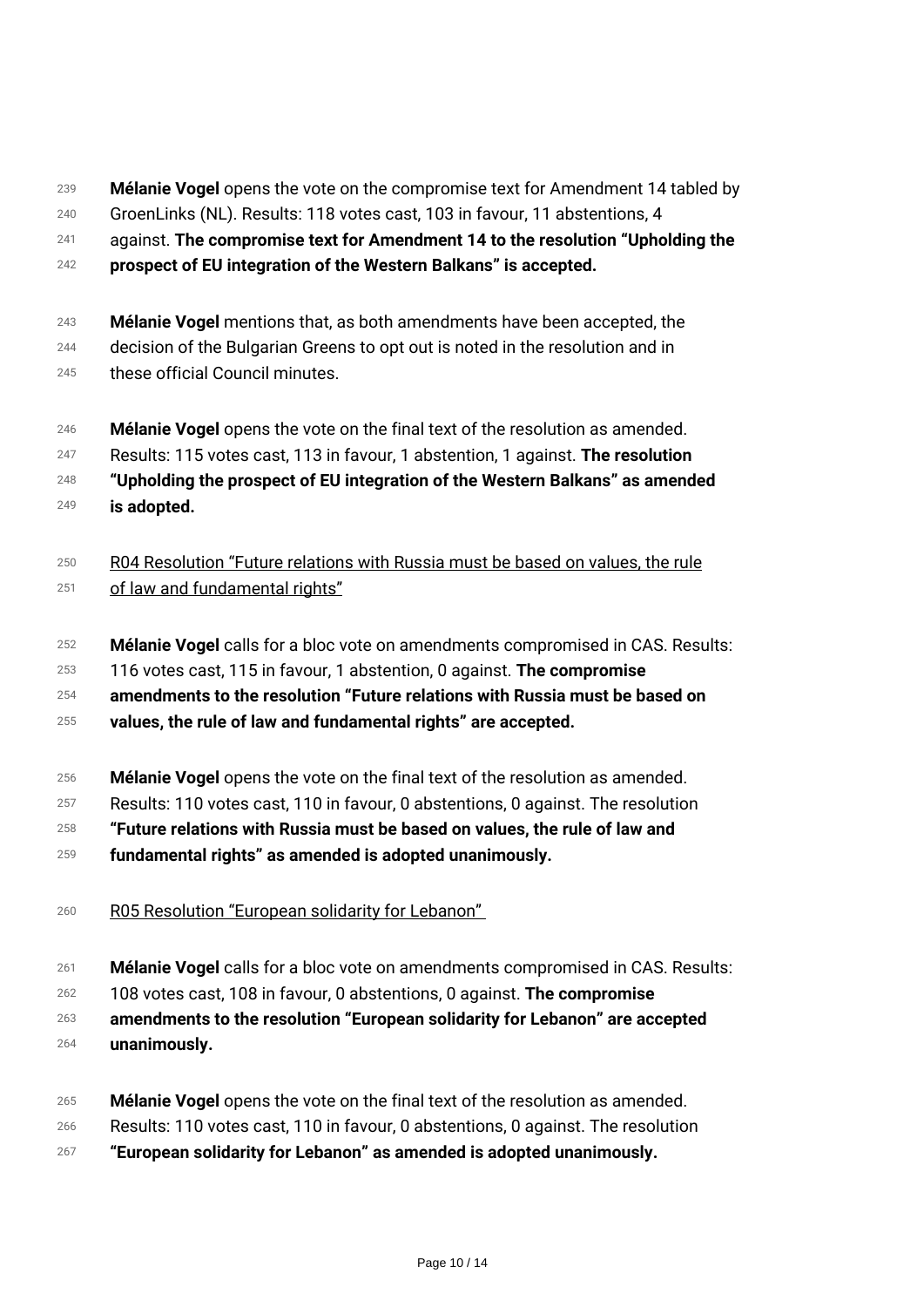**Mélanie Vogel** opens the vote on the compromise text for Amendment 14 tabled by GroenLinks (NL). Results: 118 votes cast, 103 in favour, 11 abstentions, 4 against. **The compromise text for Amendment 14 to the resolution "Upholding the prospect of EU integration of the Western Balkans" is accepted.**

**Mélanie Vogel** mentions that, as both amendments have been accepted, the decision of the Bulgarian Greens to opt out is noted in the resolution and in these official Council minutes.

**Mélanie Vogel** opens the vote on the final text of the resolution as amended. Results: 115 votes cast, 113 in favour, 1 abstention, 1 against. **The resolution "Upholding the prospect of EU integration of the Western Balkans" as amended is adopted.**

<u>R04 Resolution "Future relations with Russia must be based on values, the rule of law and fundamental rights"</u>

**Mélanie Vogel** calls for a bloc vote on amendments compromised in CAS. Results: 116 votes cast, 115 in favour, 1 abstention, 0 against. **The compromise amendments to the resolution "Future relations with Russia must be based on values, the rule of law and fundamental rights" are accepted.**

**Mélanie Vogel** opens the vote on the final text of the resolution as amended. Results: 110 votes cast, 110 in favour, 0 abstentions, 0 against. The resolution **"Future relations with Russia must be based on values, the rule of law and fundamental rights" as amended is adopted unanimously.**

<u>R05 Resolution "European solidarity for Lebanon"</u>

**Mélanie Vogel** calls for a bloc vote on amendments compromised in CAS. Results: 108 votes cast, 108 in favour, 0 abstentions, 0 against. **The compromise amendments to the resolution "European solidarity for Lebanon" are accepted unanimously.**

**Mélanie Vogel** opens the vote on the final text of the resolution as amended. Results: 110 votes cast, 110 in favour, 0 abstentions, 0 against. The resolution **"European solidarity for Lebanon" as amended is adopted unanimously.**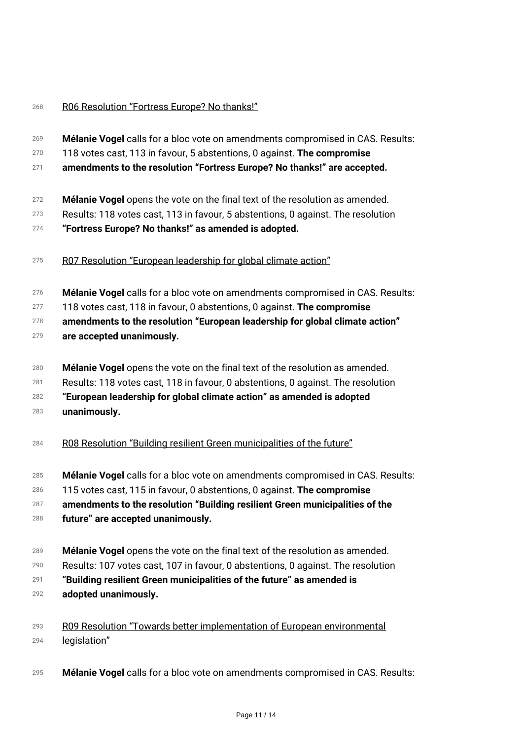R06 Resolution "Fortress Europe? No thanks!"

**Mélanie Vogel** calls for a bloc vote on amendments compromised in CAS. Results: 118 votes cast, 113 in favour, 5 abstentions, 0 against. **The compromise amendments to the resolution "Fortress Europe? No thanks!" are accepted.**

**Mélanie Vogel** opens the vote on the final text of the resolution as amended. Results: 118 votes cast, 113 in favour, 5 abstentions, 0 against. The resolution **"Fortress Europe? No thanks!" as amended is adopted.**

R07 Resolution "European leadership for global climate action"

**Mélanie Vogel** calls for a bloc vote on amendments compromised in CAS. Results: 118 votes cast, 118 in favour, 0 abstentions, 0 against. **The compromise amendments to the resolution "European leadership for global climate action" are accepted unanimously.**

**Mélanie Vogel** opens the vote on the final text of the resolution as amended. Results: 118 votes cast, 118 in favour, 0 abstentions, 0 against. The resolution **"European leadership for global climate action" as amended is adopted unanimously.**

R08 Resolution "Building resilient Green municipalities of the future"

**Mélanie Vogel** calls for a bloc vote on amendments compromised in CAS. Results: 115 votes cast, 115 in favour, 0 abstentions, 0 against. **The compromise amendments to the resolution "Building resilient Green municipalities of the future" are accepted unanimously.**

**Mélanie Vogel** opens the vote on the final text of the resolution as amended. Results: 107 votes cast, 107 in favour, 0 abstentions, 0 against. The resolution **"Building resilient Green municipalities of the future" as amended is adopted unanimously.**

R09 Resolution "Towards better implementation of European environmental legislation"

**Mélanie Vogel** calls for a bloc vote on amendments compromised in CAS. Results: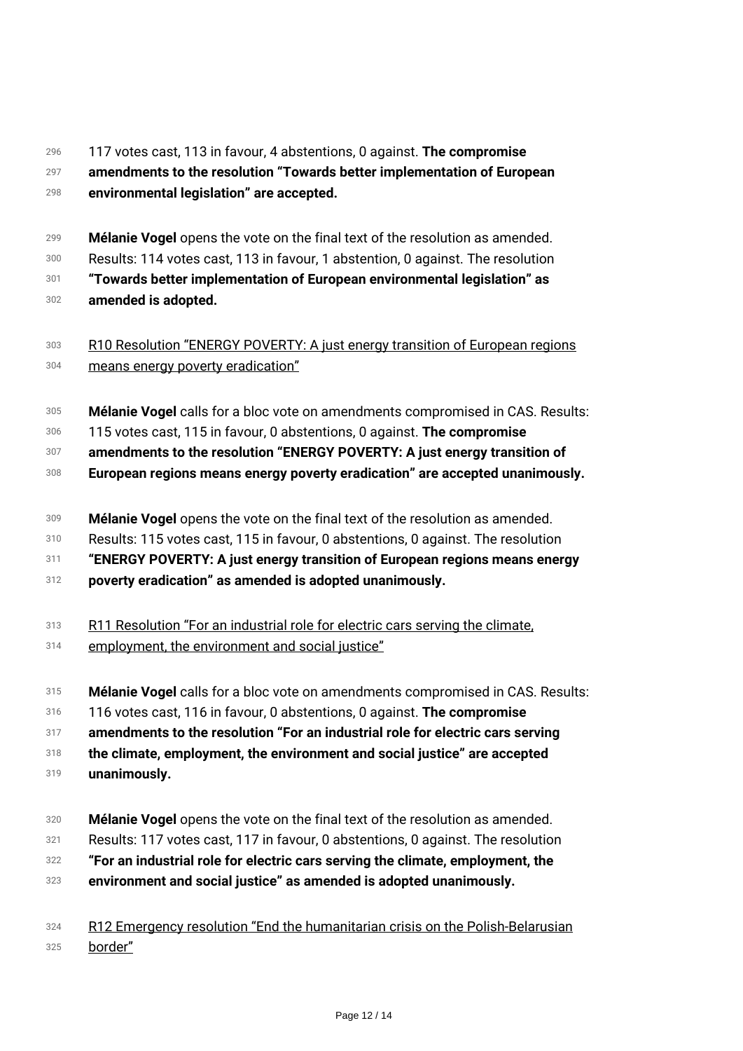117 votes cast, 113 in favour, 4 abstentions, 0 against. **The compromise amendments to the resolution "Towards better implementation of European environmental legislation" are accepted.**

**Mélanie Vogel** opens the vote on the final text of the resolution as amended. Results: 114 votes cast, 113 in favour, 1 abstention, 0 against. The resolution **"Towards better implementation of European environmental legislation" as amended is adopted.**

<u>R10 Resolution "ENERGY POVERTY: A just energy transition of European regions means energy poverty eradication"</u>

**Mélanie Vogel** calls for a bloc vote on amendments compromised in CAS. Results: 115 votes cast, 115 in favour, 0 abstentions, 0 against. **The compromise amendments to the resolution "ENERGY POVERTY: A just energy transition of European regions means energy poverty eradication" are accepted unanimously.**

**Mélanie Vogel** opens the vote on the final text of the resolution as amended. Results: 115 votes cast, 115 in favour, 0 abstentions, 0 against. The resolution **"ENERGY POVERTY: A just energy transition of European regions means energy poverty eradication" as amended is adopted unanimously.**

<u>R11 Resolution "For an industrial role for electric cars serving the climate, employment, the environment and social justice"</u>

**Mélanie Vogel** calls for a bloc vote on amendments compromised in CAS. Results: 116 votes cast, 116 in favour, 0 abstentions, 0 against. **The compromise amendments to the resolution "For an industrial role for electric cars serving the climate, employment, the environment and social justice" are accepted unanimously.**

**Mélanie Vogel** opens the vote on the final text of the resolution as amended. Results: 117 votes cast, 117 in favour, 0 abstentions, 0 against. The resolution **"For an industrial role for electric cars serving the climate, employment, the environment and social justice" as amended is adopted unanimously.**

<u>R12 Emergency resolution "End the humanitarian crisis on the Polish-Belarusian border"</u>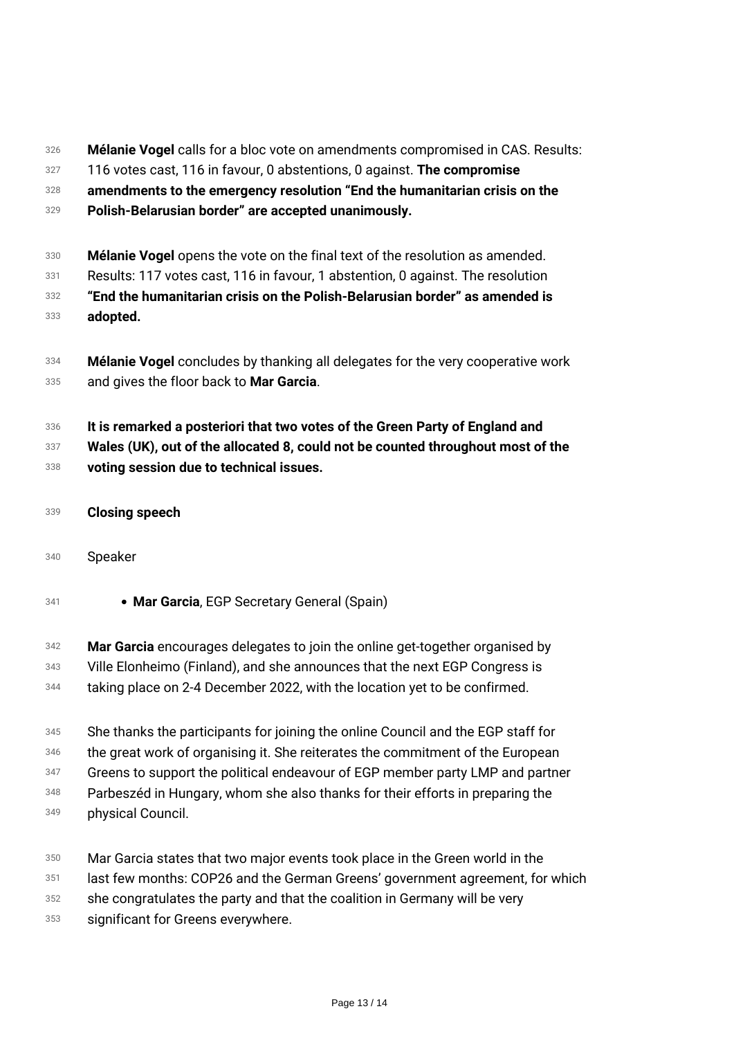**Mélanie Vogel** calls for a bloc vote on amendments compromised in CAS. Results: 116 votes cast, 116 in favour, 0 abstentions, 0 against. **The compromise amendments to the emergency resolution "End the humanitarian crisis on the Polish-Belarusian border" are accepted unanimously.**

**Mélanie Vogel** opens the vote on the final text of the resolution as amended. Results: 117 votes cast, 116 in favour, 1 abstention, 0 against. The resolution **"End the humanitarian crisis on the Polish-Belarusian border" as amended is adopted.**

**Mélanie Vogel** concludes by thanking all delegates for the very cooperative work and gives the floor back to **Mar Garcia**.

**It is remarked a posteriori that two votes of the Green Party of England and Wales (UK), out of the allocated 8, could not be counted throughout most of the voting session due to technical issues.**

**Closing speech**

Speaker

- **Mar Garcia**, EGP Secretary General (Spain)

**Mar Garcia** encourages delegates to join the online get-together organised by Ville Elonheimo (Finland), and she announces that the next EGP Congress is taking place on 2-4 December 2022, with the location yet to be confirmed.

She thanks the participants for joining the online Council and the EGP staff for the great work of organising it. She reiterates the commitment of the European Greens to support the political endeavour of EGP member party LMP and partner Parbeszéd in Hungary, whom she also thanks for their efforts in preparing the physical Council.

Mar Garcia states that two major events took place in the Green world in the last few months: COP26 and the German Greens' government agreement, for which she congratulates the party and that the coalition in Germany will be very significant for Greens everywhere.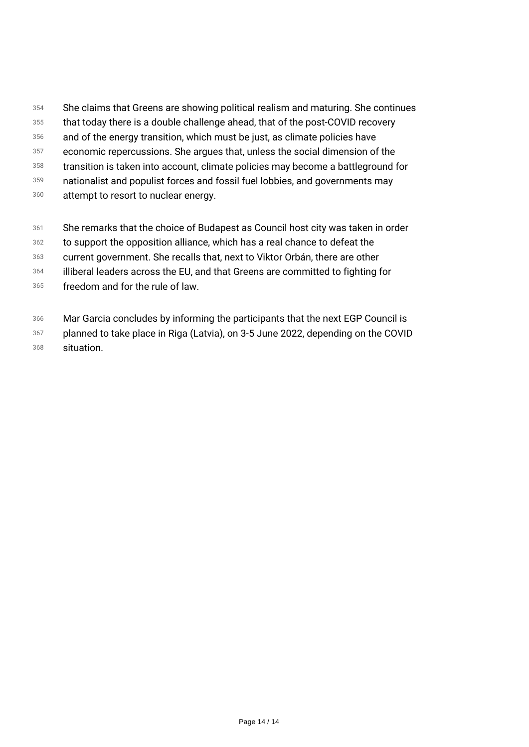She claims that Greens are showing political realism and maturing. She continues that today there is a double challenge ahead, that of the post-COVID recovery and of the energy transition, which must be just, as climate policies have economic repercussions. She argues that, unless the social dimension of the transition is taken into account, climate policies may become a battleground for nationalist and populist forces and fossil fuel lobbies, and governments may attempt to resort to nuclear energy.

She remarks that the choice of Budapest as Council host city was taken in order to support the opposition alliance, which has a real chance to defeat the current government. She recalls that, next to Viktor Orbán, there are other illiberal leaders across the EU, and that Greens are committed to fighting for freedom and for the rule of law.

Mar Garcia concludes by informing the participants that the next EGP Council is planned to take place in Riga (Latvia), on 3-5 June 2022, depending on the COVID situation.